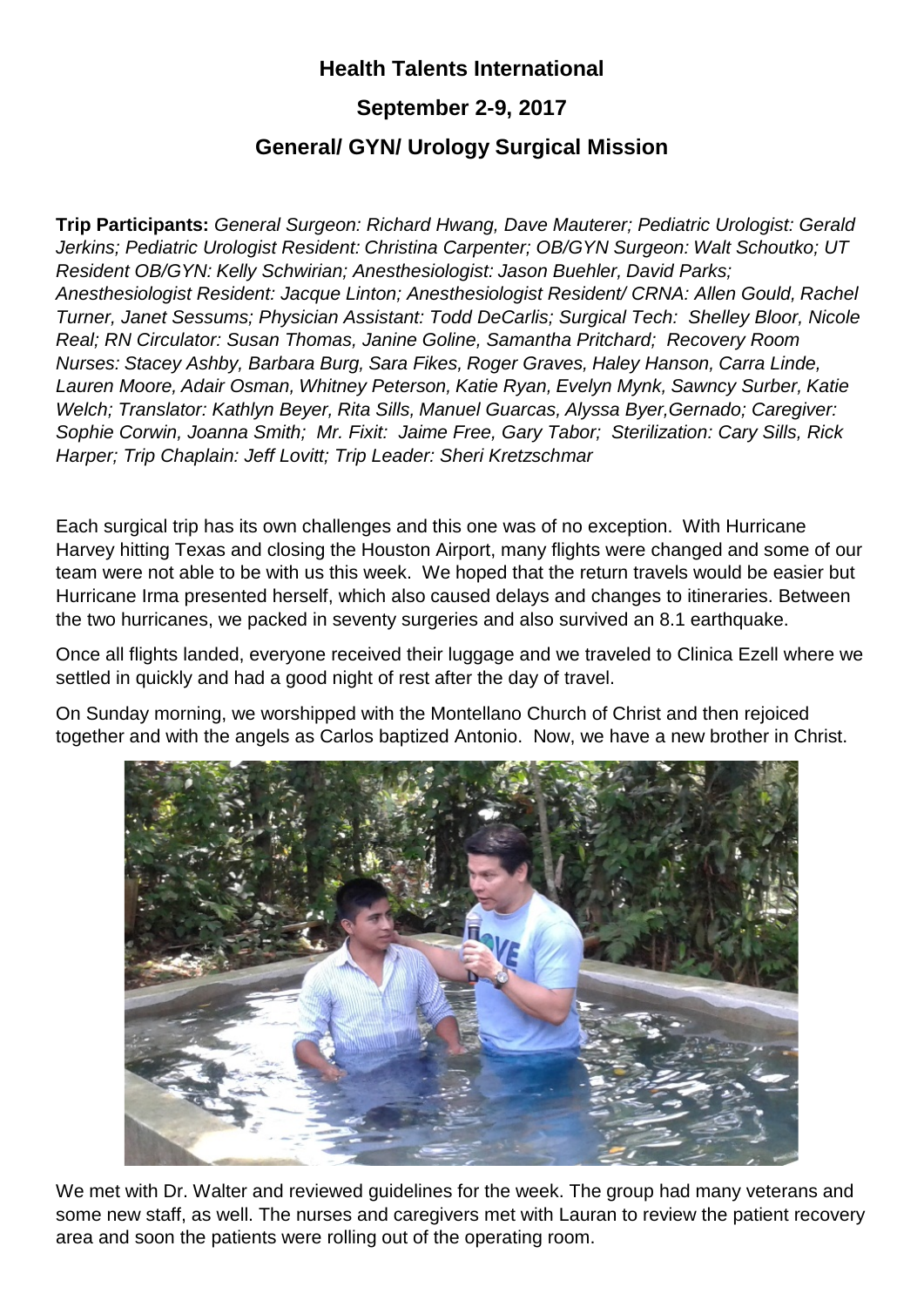# Health Talents International

## September 2-9, 2017

## General/ GYN/ Urology Surgical Mission

**Trip Participants:** *General Surgeon: Richard Hwang, Dave Mauterer; Pediatric Urologist: Gerald Jerkins; Pediatric Urologist Resident: Christina Carpenter; OB/GYN Surgeon: Walt Schoutko; UT Resident OB/GYN: Kelly Schwirian; Anesthesiologist: Jason Buehler, David Parks; Anesthesiologist Resident: Jacque Linton; Anesthesiologist Resident/ CRNA: Allen Gould, Rachel Turner, Janet Sessums; Physician Assistant: Todd DeCarlis; Surgical Tech: Shelley Bloor, Nicole Real; RN Circulator: Susan Thomas, Janine Goline, Samantha Pritchard; Recovery Room Nurses: Stacey Ashby, Barbara Burg, Sara Fikes, Roger Graves, Haley Hanson, Carra Linde, Lauren Moore, Adair Osman, Whitney Peterson, Katie Ryan, Evelyn Mynk, Sawncy Surber, Katie Welch; Translator: Kathlyn Beyer, Rita Sills, Manuel Guarcas, Alyssa Byer,Gernado; Caregiver: Sophie Corwin, Joanna Smith; Mr. Fixit: Jaime Free, Gary Tabor; Sterilization: Cary Sills, Rick Harper; Trip Chaplain: Jeff Lovitt; Trip Leader: Sheri Kretzschmar*

Each surgical trip has its own challenges and this one was of no exception. With Hurricane Harvey hitting Texas and closing the Houston Airport, many flights were changed and some of our team were not able to be with us this week. We hoped that the return travels would be easier but Hurricane Irma presented herself, which also caused delays and changes to itineraries. Between the two hurricanes, we packed in seventy surgeries and also survived an 8.1 earthquake.

Once all flights landed, everyone received their luggage and we traveled to Clinica Ezell where we settled in quickly and had a good night of rest after the day of travel.

On Sunday morning, we worshipped with the Montellano Church of Christ and then rejoiced together and with the angels as Carlos baptized Antonio. Now, we have a new brother in Christ.

We met with Dr. Walter and reviewed guidelines for the week. The group had many veterans and some new staff, as well. The nurses and caregivers met with Lauran to review the patient recovery area and soon the patients were rolling out of the operating room.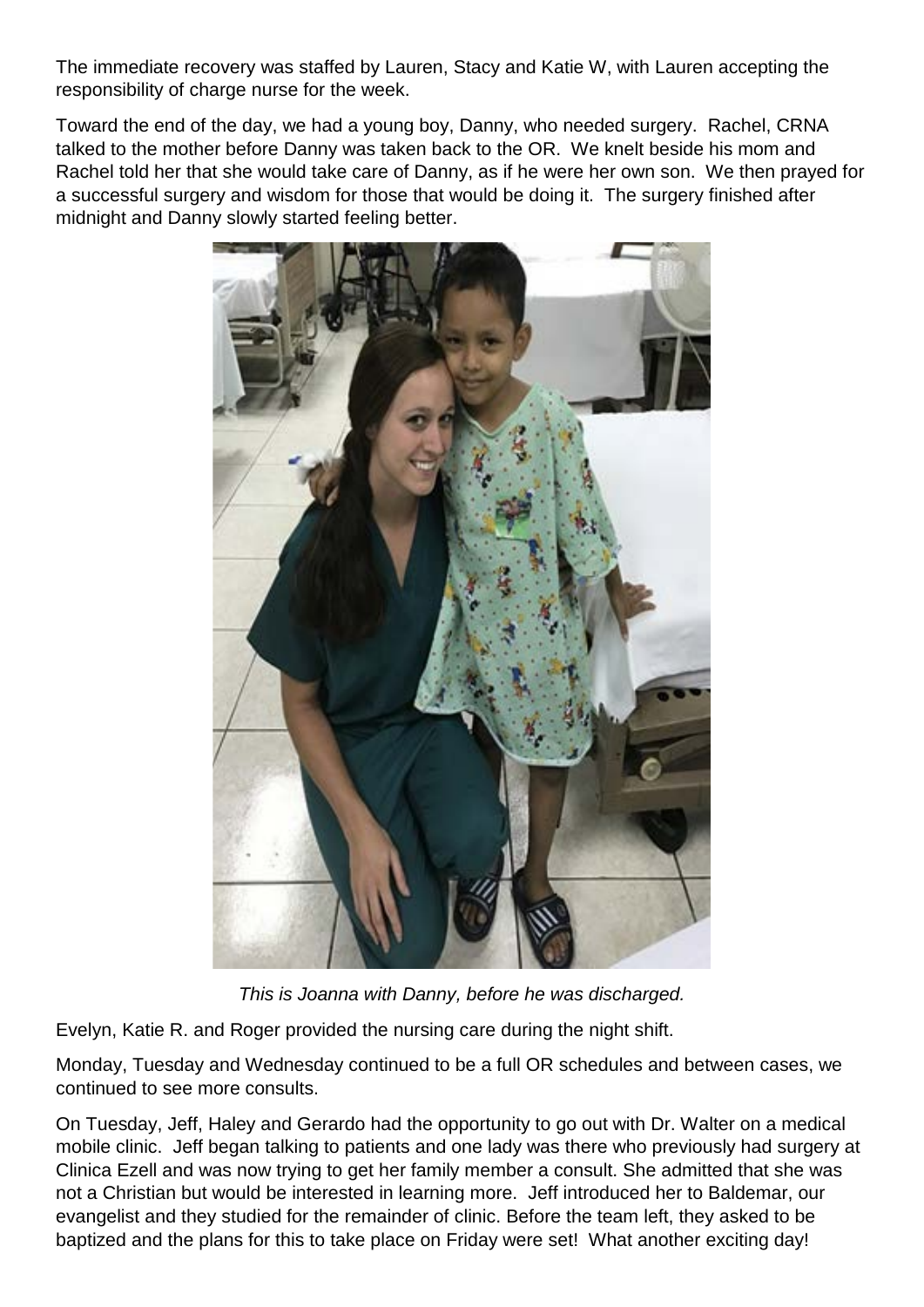The immediate recovery was staffed by Lauren, Stacy and Katie W, with Lauren accepting the responsibility of charge nurse for the week.

Toward the end of the day, we had a young boy, Danny, who needed surgery. Rachel, CRNA talked to the mother before Danny was taken back to the OR. We knelt beside his mom and Rachel told her that she would take care of Danny, as if he were her own son. We then prayed for a successful surgery and wisdom for those that would be doing it. The surgery finished after midnight and Danny slowly started feeling better.

*This is Joanna with Danny, before he was discharged.*

Evelyn, Katie R. and Roger provided the nursing care during the night shift.

Monday, Tuesday and Wednesday continued to be a full OR schedules and between cases, we continued to see more consults.

On Tuesday, Jeff, Haley and Gerardo had the opportunity to go out with Dr. Walter on a medical mobile clinic. Jeff began talking to patients and one lady was there who previously had surgery at Clinica Ezell and was now trying to get her family member a consult. She admitted that she was not a Christian but would be interested in learning more. Jeff introduced her to Baldemar, our evangelist and they studied for the remainder of clinic. Before the team left, they asked to be baptized and the plans for this to take place on Friday were set! What another exciting day!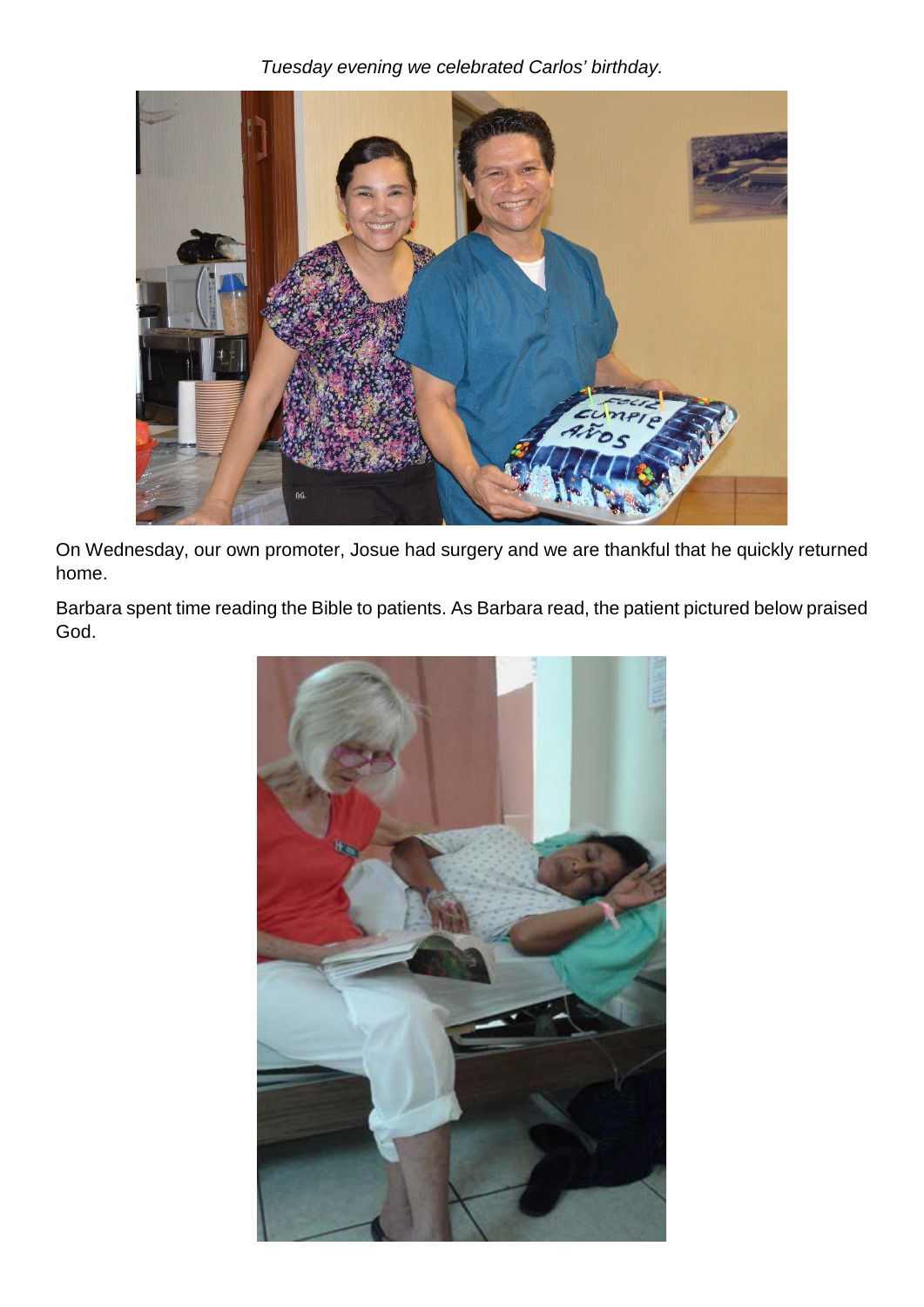*Tuesday evening we celebrated Carlos' birthday.*

On Wednesday, our own promoter, Josue had surgery and we are thankful that he quickly returned home.

Barbara spent time reading the Bible to patients. As Barbara read, the patient pictured below praised God.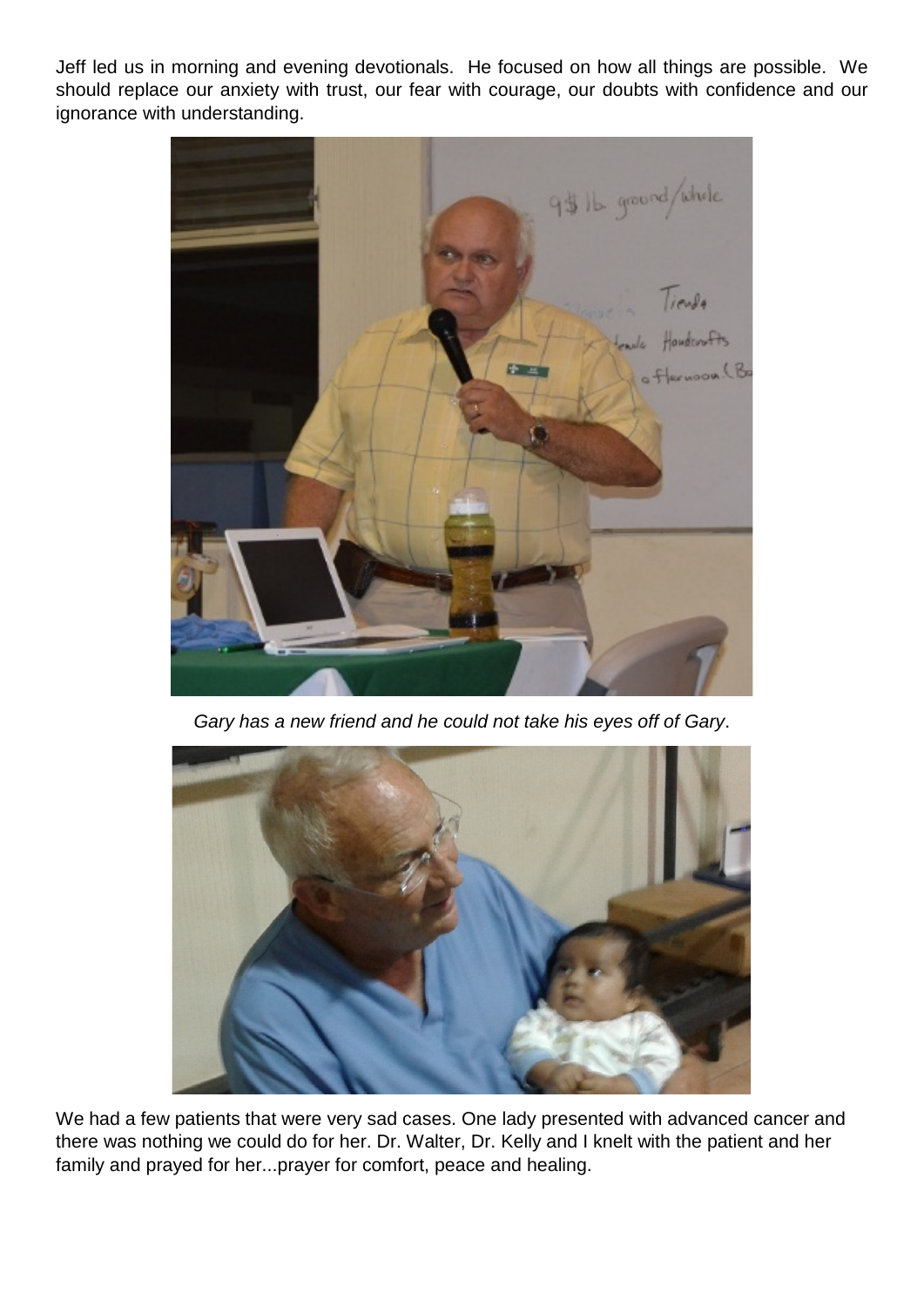Jeff led us in morning and evening devotionals. He focused on how all things are possible. We should replace our anxiety with trust, our fear with courage, our doubts with confidence and our ignorance with understanding.

*Gary has a new friend and he could not take his eyes off of Gary*.

We had a few patients that were very sad cases. One lady presented with advanced cancer and there was nothing we could do for her. Dr. Walter, Dr. Kelly and I knelt with the patient and her family and prayed for her...prayer for comfort, peace and healing.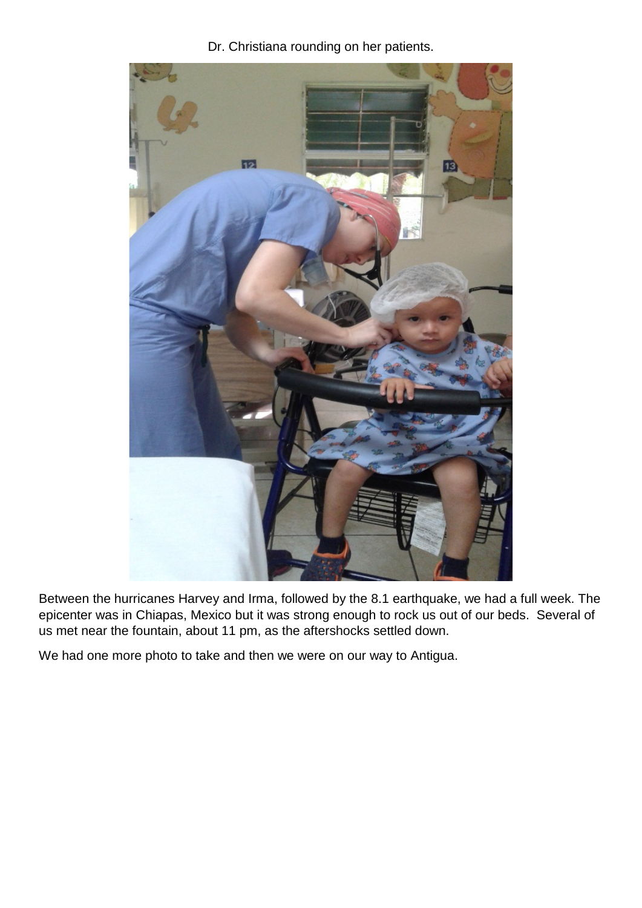Dr. Christiana rounding on her patients.

Between the hurricanes Harvey and Irma, followed by the 8.1 earthquake, we had a full week. The epicenter was in Chiapas, Mexico but it was strong enough to rock us out of our beds. Several of us met near the fountain, about 11 pm, as the aftershocks settled down.

We had one more photo to take and then we were on our way to Antigua.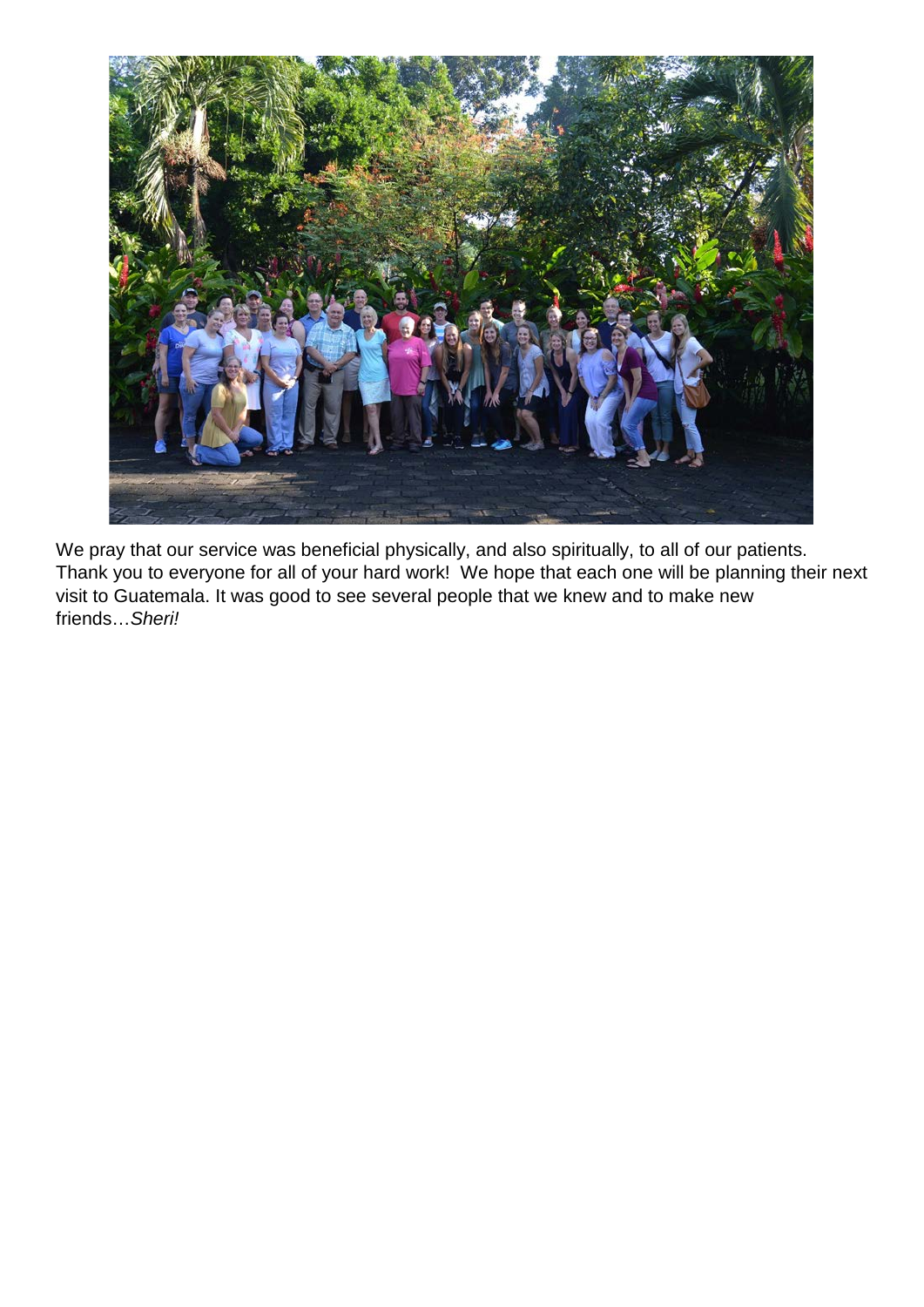We pray that our service was beneficial physically, and also spiritually, to all of our patients. Thank you to everyone for all of your hard work! We hope that each one will be planning their next visit to Guatemala. It was good to see several people that we knew and to make new friends…*Sheri!*